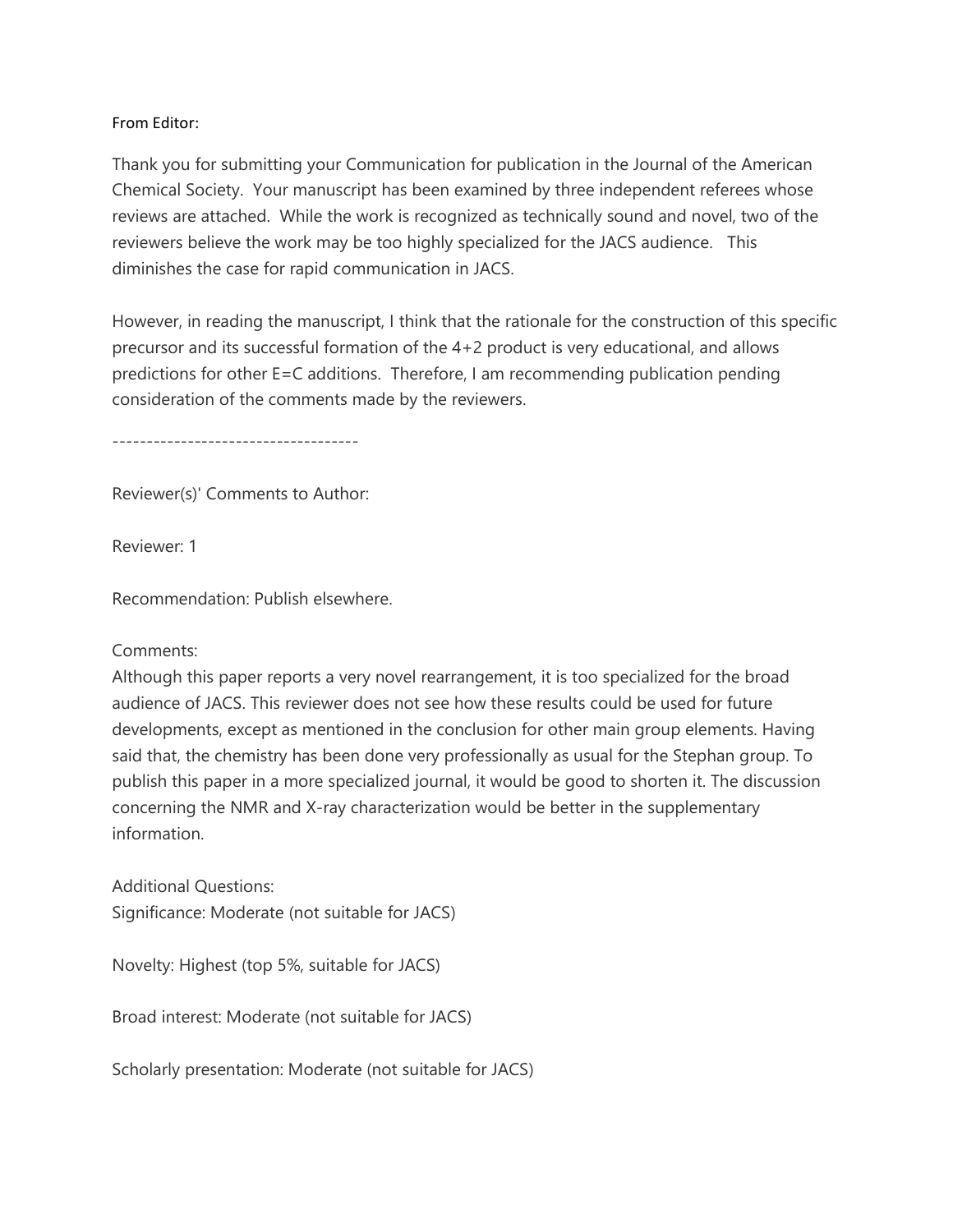From Editor:

Thank you for submitting your Communication for publication in the Journal of the American Chemical Society. Your manuscript has been examined by three independent referees whose reviews are attached. While the work is recognized as technically sound and novel, two of the reviewers believe the work may be too highly specialized for the JACS audience. This diminishes the case for rapid communication in JACS.

However, in reading the manuscript, I think that the rationale for the construction of this specific precursor and its successful formation of the 4+2 product is very educational, and allows predictions for other E=C additions. Therefore, I am recommending publication pending consideration of the comments made by the reviewers.

------------------------------------

Reviewer(s)' Comments to Author:

Reviewer: 1

Recommendation: Publish elsewhere.

Comments:
Although this paper reports a very novel rearrangement, it is too specialized for the broad audience of JACS. This reviewer does not see how these results could be used for future developments, except as mentioned in the conclusion for other main group elements. Having said that, the chemistry has been done very professionally as usual for the Stephan group. To publish this paper in a more specialized journal, it would be good to shorten it. The discussion concerning the NMR and X-ray characterization would be better in the supplementary information.

Additional Questions:
Significance: Moderate (not suitable for JACS)

Novelty: Highest (top 5%, suitable for JACS)

Broad interest: Moderate (not suitable for JACS)

Scholarly presentation: Moderate (not suitable for JACS)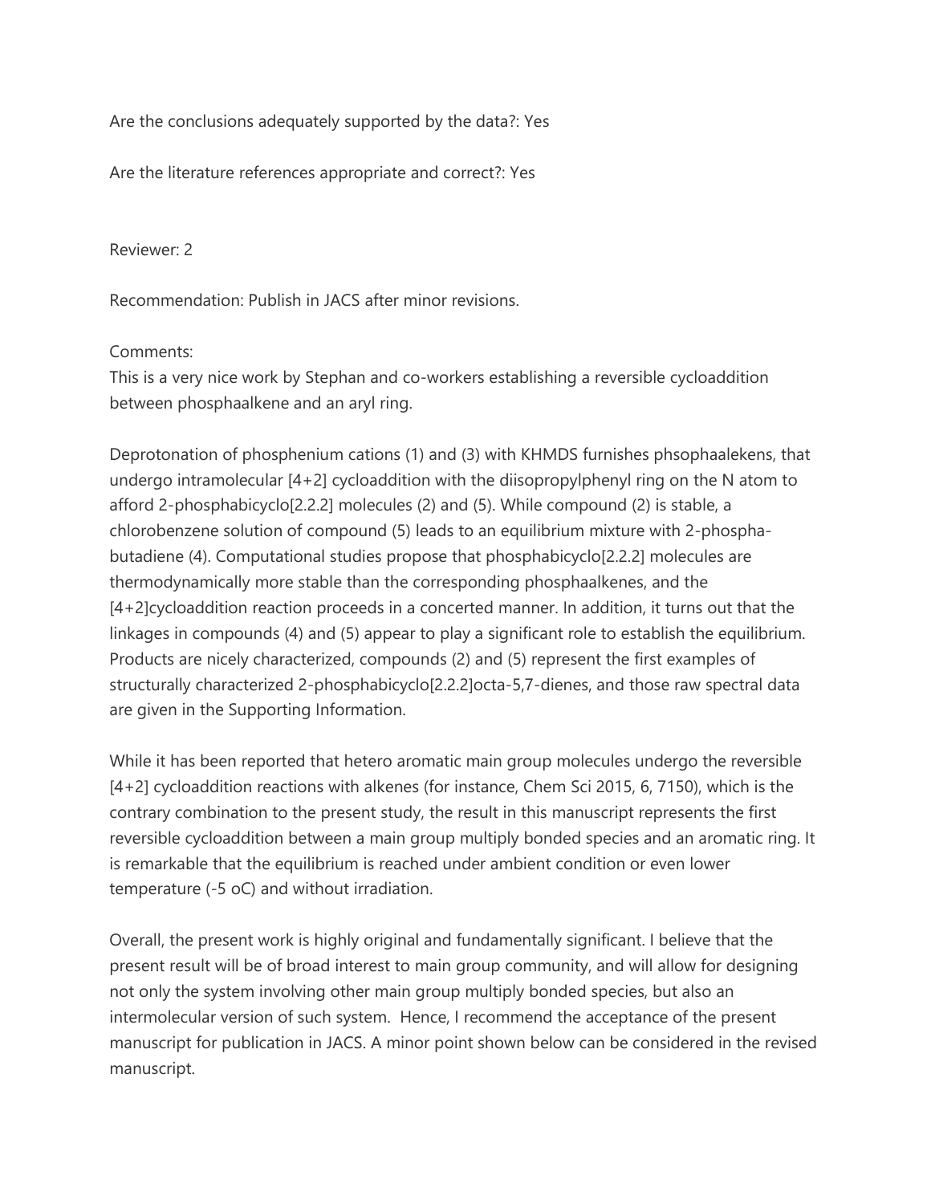Are the conclusions adequately supported by the data?: Yes

Are the literature references appropriate and correct?: Yes

Reviewer: 2

Recommendation: Publish in JACS after minor revisions.

Comments:
This is a very nice work by Stephan and co-workers establishing a reversible cycloaddition between phosphaalkene and an aryl ring.

Deprotonation of phosphenium cations (1) and (3) with KHMDS furnishes phsophaalekens, that undergo intramolecular [4+2] cycloaddition with the diisopropylphenyl ring on the N atom to afford 2-phosphabicyclo[2.2.2] molecules (2) and (5). While compound (2) is stable, a chlorobenzene solution of compound (5) leads to an equilibrium mixture with 2-phospha-butadiene (4). Computational studies propose that phosphabicyclo[2.2.2] molecules are thermodynamically more stable than the corresponding phosphaalkenes, and the [4+2]cycloaddition reaction proceeds in a concerted manner. In addition, it turns out that the linkages in compounds (4) and (5) appear to play a significant role to establish the equilibrium. Products are nicely characterized, compounds (2) and (5) represent the first examples of structurally characterized 2-phosphabicyclo[2.2.2]octa-5,7-dienes, and those raw spectral data are given in the Supporting Information.

While it has been reported that hetero aromatic main group molecules undergo the reversible [4+2] cycloaddition reactions with alkenes (for instance, Chem Sci 2015, 6, 7150), which is the contrary combination to the present study, the result in this manuscript represents the first reversible cycloaddition between a main group multiply bonded species and an aromatic ring. It is remarkable that the equilibrium is reached under ambient condition or even lower temperature (-5 oC) and without irradiation.

Overall, the present work is highly original and fundamentally significant. I believe that the present result will be of broad interest to main group community, and will allow for designing not only the system involving other main group multiply bonded species, but also an intermolecular version of such system. Hence, I recommend the acceptance of the present manuscript for publication in JACS. A minor point shown below can be considered in the revised manuscript.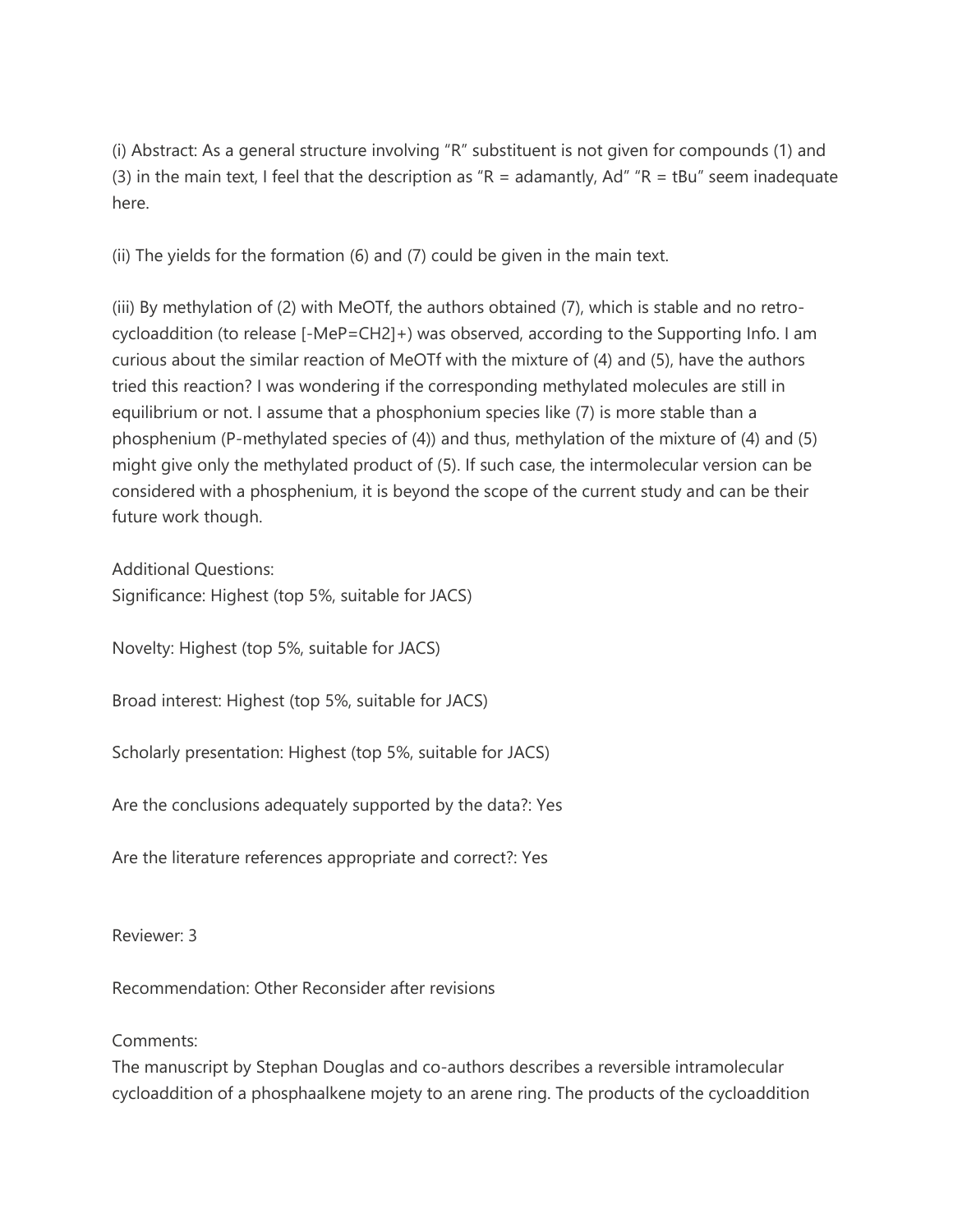(i) Abstract: As a general structure involving "R" substituent is not given for compounds (1) and (3) in the main text, I feel that the description as "R = adamantly, Ad" "R = tBu" seem inadequate here.

(ii) The yields for the formation (6) and (7) could be given in the main text.

(iii) By methylation of (2) with MeOTf, the authors obtained (7), which is stable and no retro-cycloaddition (to release [-MeP=CH2]+) was observed, according to the Supporting Info. I am curious about the similar reaction of MeOTf with the mixture of (4) and (5), have the authors tried this reaction? I was wondering if the corresponding methylated molecules are still in equilibrium or not. I assume that a phosphonium species like (7) is more stable than a phosphenium (P-methylated species of (4)) and thus, methylation of the mixture of (4) and (5) might give only the methylated product of (5). If such case, the intermolecular version can be considered with a phosphenium, it is beyond the scope of the current study and can be their future work though.

Additional Questions:
Significance: Highest (top 5%, suitable for JACS)

Novelty: Highest (top 5%, suitable for JACS)

Broad interest: Highest (top 5%, suitable for JACS)

Scholarly presentation: Highest (top 5%, suitable for JACS)

Are the conclusions adequately supported by the data?: Yes

Are the literature references appropriate and correct?: Yes

Reviewer: 3

Recommendation: Other Reconsider after revisions

Comments:
The manuscript by Stephan Douglas and co-authors describes a reversible intramolecular cycloaddition of a phosphaalkene mojety to an arene ring. The products of the cycloaddition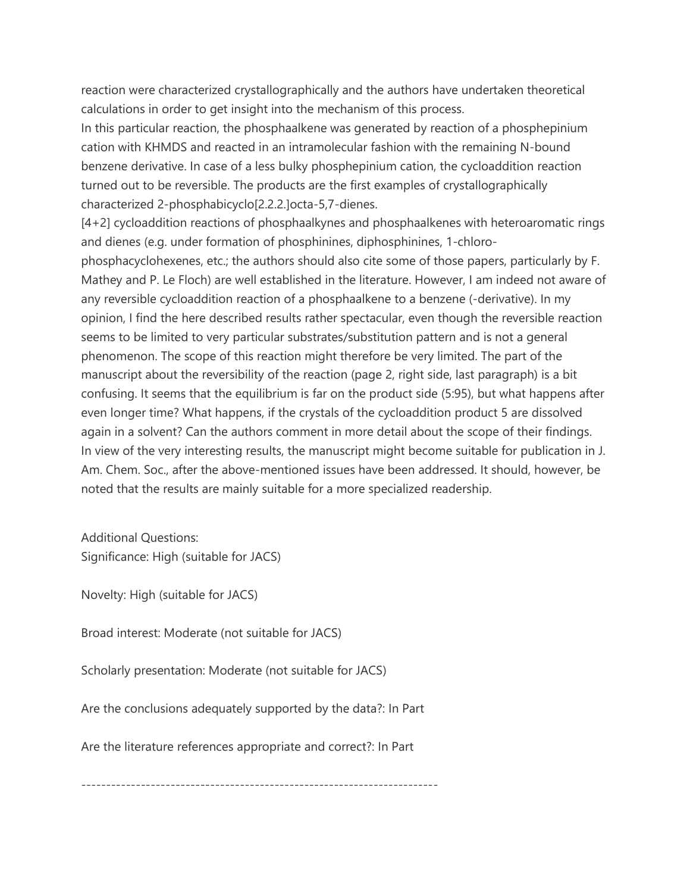reaction were characterized crystallographically and the authors have undertaken theoretical calculations in order to get insight into the mechanism of this process.
In this particular reaction, the phosphaalkene was generated by reaction of a phosphepinium cation with KHMDS and reacted in an intramolecular fashion with the remaining N-bound benzene derivative. In case of a less bulky phosphepinium cation, the cycloaddition reaction turned out to be reversible. The products are the first examples of crystallographically characterized 2-phosphabicyclo[2.2.2.]octa-5,7-dienes.
[4+2] cycloaddition reactions of phosphaalkynes and phosphaalkenes with heteroaromatic rings and dienes (e.g. under formation of phosphinines, diphosphinines, 1-chloro-phosphacyclohexenes, etc.; the authors should also cite some of those papers, particularly by F. Mathey and P. Le Floch) are well established in the literature. However, I am indeed not aware of any reversible cycloaddition reaction of a phosphaalkene to a benzene (-derivative). In my opinion, I find the here described results rather spectacular, even though the reversible reaction seems to be limited to very particular substrates/substitution pattern and is not a general phenomenon. The scope of this reaction might therefore be very limited. The part of the manuscript about the reversibility of the reaction (page 2, right side, last paragraph) is a bit confusing. It seems that the equilibrium is far on the product side (5:95), but what happens after even longer time? What happens, if the crystals of the cycloaddition product 5 are dissolved again in a solvent? Can the authors comment in more detail about the scope of their findings.
In view of the very interesting results, the manuscript might become suitable for publication in J. Am. Chem. Soc., after the above-mentioned issues have been addressed. It should, however, be noted that the results are mainly suitable for a more specialized readership.

Additional Questions:
Significance: High (suitable for JACS)

Novelty: High (suitable for JACS)

Broad interest: Moderate (not suitable for JACS)

Scholarly presentation: Moderate (not suitable for JACS)

Are the conclusions adequately supported by the data?: In Part

Are the literature references appropriate and correct?: In Part

------------------------------------------------------------------------